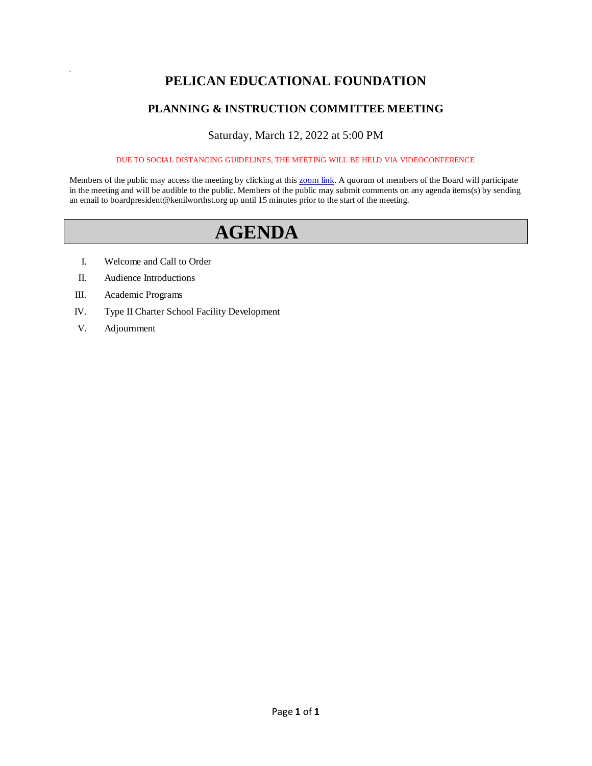# PELICAN EDUCATIONAL FOUNDATION

## PLANNING & INSTRUCTION COMMITTEE MEETING

Saturday, March 12, 2022 at 5:00 PM

DUE TO SOCIAL DISTANCING GUIDELINES, THE MEETING WILL BE HELD VIA VIDEOCONFERENCE

Members of the public may access the meeting by clicking at this zoom link. A quorum of members of the Board will participate in the meeting and will be audible to the public. Members of the public may submit comments on any agenda items(s) by sending an email to boardpresident@kenilworthst.org up until 15 minutes prior to the start of the meeting.

# AGENDA

I. Welcome and Call to Order

II. Audience Introductions

III. Academic Programs

IV. Type II Charter School Facility Development

V. Adjournment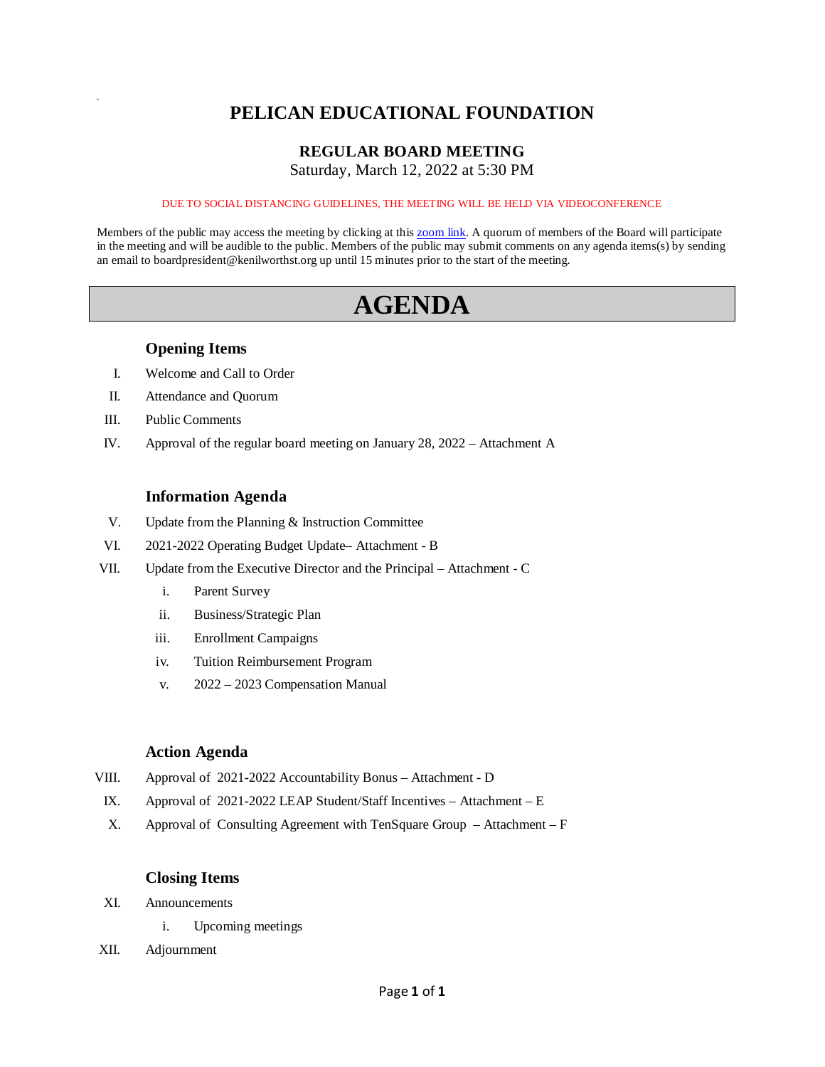# PELICAN EDUCATIONAL FOUNDATION

## REGULAR BOARD MEETING

Saturday, March 12, 2022 at 5:30 PM

DUE TO SOCIAL DISTANCING GUIDELINES, THE MEETING WILL BE HELD VIA VIDEOCONFERENCE

Members of the public may access the meeting by clicking at this zoom link. A quorum of members of the Board will participate in the meeting and will be audible to the public. Members of the public may submit comments on any agenda items(s) by sending an email to boardpresident@kenilworthst.org up until 15 minutes prior to the start of the meeting.

# AGENDA

### Opening Items

I. Welcome and Call to Order

II. Attendance and Quorum

III. Public Comments

IV. Approval of the regular board meeting on January 28, 2022 – Attachment A

### Information Agenda

V. Update from the Planning & Instruction Committee

VI. 2021-2022 Operating Budget Update– Attachment - B

VII. Update from the Executive Director and the Principal – Attachment - C

- i. Parent Survey
- ii. Business/Strategic Plan
- iii. Enrollment Campaigns
- iv. Tuition Reimbursement Program
- v. 2022 – 2023 Compensation Manual

### Action Agenda

VIII. Approval of 2021-2022 Accountability Bonus – Attachment - D

IX. Approval of 2021-2022 LEAP Student/Staff Incentives – Attachment – E

X. Approval of Consulting Agreement with TenSquare Group – Attachment – F

### Closing Items

XI. Announcements

- i. Upcoming meetings

XII. Adjournment